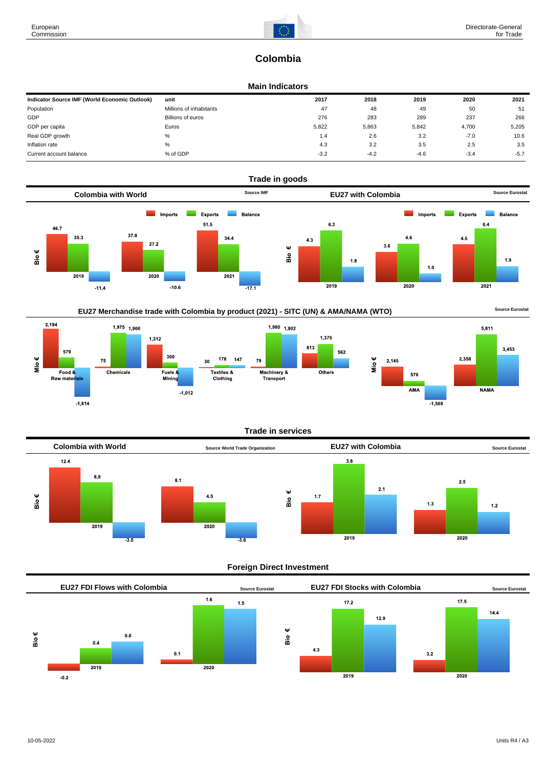# Colombia

## Main Indicators

| Indicator Source IMF (World Economic Outlook) | unit | 2017 | 2018 | 2019 | 2020 | 2021 |
|---|---|---|---|---|---|---|
| Population | Millions of inhabitants | 47 | 48 | 49 | 50 | 51 |
| GDP | Billions of euros | 276 | 283 | 289 | 237 | 266 |
| GDP per capita | Euros | 5,822 | 5,863 | 5,842 | 4,700 | 5,205 |
| Real GDP growth | % | 1.4 | 2.6 | 3.2 | -7.0 | 10.6 |
| Inflation rate | % | 4.3 | 3.2 | 3.5 | 2.5 | 3.5 |
| Current account balance | % of GDP | -3.2 | -4.2 | -4.6 | -3.4 | -5.7 |

## Trade in goods

### Colombia with World

Source IMF

Bio €

| | Imports | Exports | Balance |
|---|---|---|---|
| 2019 | 46.7 | 35.3 | -11.4 |
| 2020 | 37.8 | 27.2 | -10.6 |
| 2021 | 51.5 | 34.4 | -17.1 |

### EU27 with Colombia

Source Eurostat

Bio €

| | Imports | Exports | Balance |
|---|---|---|---|
| 2019 | 4.3 | 6.2 | 1.8 |
| 2020 | 3.6 | 4.6 | 1.0 |
| 2021 | 4.5 | 6.4 | 1.9 |

### EU27 Merchandise trade with Colombia by product (2021) - SITC (UN) & AMA/NAMA (WTO)

Source Eurostat

Mio €

| | Imports | Exports | Balance |
|---|---|---|---|
| Food & Raw materials | 2,194 | 579 | -1,614 |
| Chemicals | 75 | 1,975 | 1,900 |
| Fuels & Mining | 1,312 | 300 | -1,012 |
| Textiles & Clothing | 30 | 178 | 147 |
| Machinery & Transport | 79 | 1,980 | 1,902 |
| Others | 813 | 1,375 | 562 |

Mio €

| | Imports | Exports | Balance |
|---|---|---|---|
| AMA | 2,145 | 576 | -1,569 |
| NAMA | 2,358 | 5,811 | 3,453 |

## Trade in services

### Colombia with World

Source World Trade Organization

Bio €

| | Imports | Exports | Balance |
|---|---|---|---|
| 2019 | 12.4 | 8.9 | -3.5 |
| 2020 | 8.1 | 4.5 | -3.6 |

### EU27 with Colombia

Source Eurostat

Bio €

| | Imports | Exports | Balance |
|---|---|---|---|
| 2019 | 1.7 | 3.8 | 2.1 |
| 2020 | 1.3 | 2.5 | 1.2 |

## Foreign Direct Investment

### EU27 FDI Flows with Colombia

Source Eurostat

Bio €

| | Inward | Outward | Balance |
|---|---|---|---|
| 2019 | -0.2 | 0.4 | 0.6 |
| 2020 | 0.1 | 1.6 | 1.5 |

### EU27 FDI Stocks with Colombia

Source Eurostat

Bio €

| | Inward | Outward | Balance |
|---|---|---|---|
| 2019 | 4.3 | 17.2 | 12.9 |
| 2020 | 3.2 | 17.5 | 14.4 |

10-05-2022

Units R4 / A3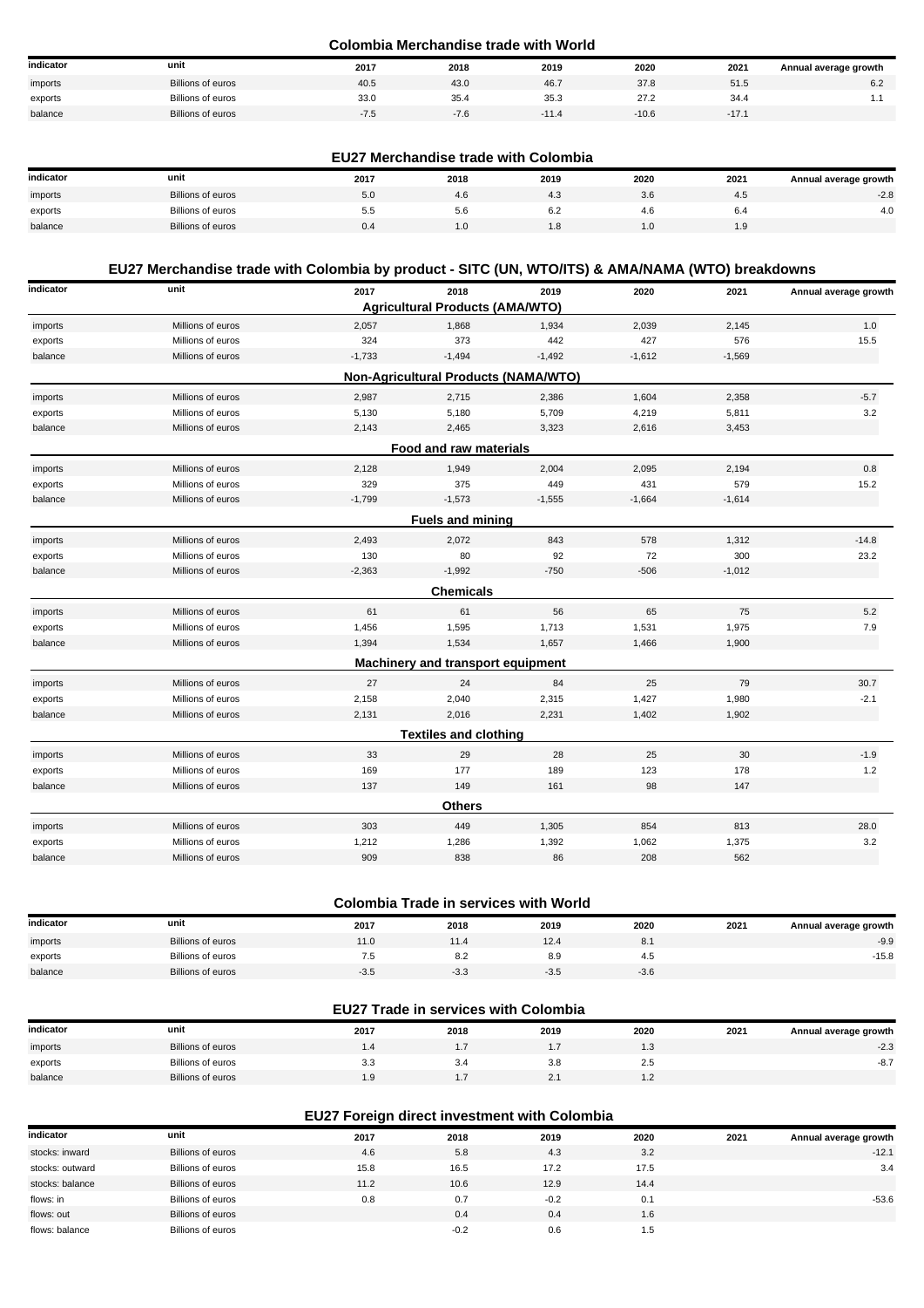## Colombia Merchandise trade with World

| indicator | unit | 2017 | 2018 | 2019 | 2020 | 2021 | Annual average growth |
|---|---|---|---|---|---|---|---|
| imports | Billions of euros | 40.5 | 43.0 | 46.7 | 37.8 | 51.5 | 6.2 |
| exports | Billions of euros | 33.0 | 35.4 | 35.3 | 27.2 | 34.4 | 1.1 |
| balance | Billions of euros | -7.5 | -7.6 | -11.4 | -10.6 | -17.1 | |

## EU27 Merchandise trade with Colombia

| indicator | unit | 2017 | 2018 | 2019 | 2020 | 2021 | Annual average growth |
|---|---|---|---|---|---|---|---|
| imports | Billions of euros | 5.0 | 4.6 | 4.3 | 3.6 | 4.5 | -2.8 |
| exports | Billions of euros | 5.5 | 5.6 | 6.2 | 4.6 | 6.4 | 4.0 |
| balance | Billions of euros | 0.4 | 1.0 | 1.8 | 1.0 | 1.9 | |

## EU27 Merchandise trade with Colombia by product - SITC (UN, WTO/ITS) & AMA/NAMA (WTO) breakdowns

| indicator | unit | 2017 | 2018 | 2019 | 2020 | 2021 | Annual average growth |
|---|---|---|---|---|---|---|---|
| | | | **Agricultural Products (AMA/WTO)** | | | | |
| imports | Millions of euros | 2,057 | 1,868 | 1,934 | 2,039 | 2,145 | 1.0 |
| exports | Millions of euros | 324 | 373 | 442 | 427 | 576 | 15.5 |
| balance | Millions of euros | -1,733 | -1,494 | -1,492 | -1,612 | -1,569 | |
| | | | **Non-Agricultural Products (NAMA/WTO)** | | | | |
| imports | Millions of euros | 2,987 | 2,715 | 2,386 | 1,604 | 2,358 | -5.7 |
| exports | Millions of euros | 5,130 | 5,180 | 5,709 | 4,219 | 5,811 | 3.2 |
| balance | Millions of euros | 2,143 | 2,465 | 3,323 | 2,616 | 3,453 | |
| | | | **Food and raw materials** | | | | |
| imports | Millions of euros | 2,128 | 1,949 | 2,004 | 2,095 | 2,194 | 0.8 |
| exports | Millions of euros | 329 | 375 | 449 | 431 | 579 | 15.2 |
| balance | Millions of euros | -1,799 | -1,573 | -1,555 | -1,664 | -1,614 | |
| | | | **Fuels and mining** | | | | |
| imports | Millions of euros | 2,493 | 2,072 | 843 | 578 | 1,312 | -14.8 |
| exports | Millions of euros | 130 | 80 | 92 | 72 | 300 | 23.2 |
| balance | Millions of euros | -2,363 | -1,992 | -750 | -506 | -1,012 | |
| | | | **Chemicals** | | | | |
| imports | Millions of euros | 61 | 61 | 56 | 65 | 75 | 5.2 |
| exports | Millions of euros | 1,456 | 1,595 | 1,713 | 1,531 | 1,975 | 7.9 |
| balance | Millions of euros | 1,394 | 1,534 | 1,657 | 1,466 | 1,900 | |
| | | | **Machinery and transport equipment** | | | | |
| imports | Millions of euros | 27 | 24 | 84 | 25 | 79 | 30.7 |
| exports | Millions of euros | 2,158 | 2,040 | 2,315 | 1,427 | 1,980 | -2.1 |
| balance | Millions of euros | 2,131 | 2,016 | 2,231 | 1,402 | 1,902 | |
| | | | **Textiles and clothing** | | | | |
| imports | Millions of euros | 33 | 29 | 28 | 25 | 30 | -1.9 |
| exports | Millions of euros | 169 | 177 | 189 | 123 | 178 | 1.2 |
| balance | Millions of euros | 137 | 149 | 161 | 98 | 147 | |
| | | | **Others** | | | | |
| imports | Millions of euros | 303 | 449 | 1,305 | 854 | 813 | 28.0 |
| exports | Millions of euros | 1,212 | 1,286 | 1,392 | 1,062 | 1,375 | 3.2 |
| balance | Millions of euros | 909 | 838 | 86 | 208 | 562 | |

## Colombia Trade in services with World

| indicator | unit | 2017 | 2018 | 2019 | 2020 | 2021 | Annual average growth |
|---|---|---|---|---|---|---|---|
| imports | Billions of euros | 11.0 | 11.4 | 12.4 | 8.1 | | -9.9 |
| exports | Billions of euros | 7.5 | 8.2 | 8.9 | 4.5 | | -15.8 |
| balance | Billions of euros | -3.5 | -3.3 | -3.5 | -3.6 | | |

## EU27 Trade in services with Colombia

| indicator | unit | 2017 | 2018 | 2019 | 2020 | 2021 | Annual average growth |
|---|---|---|---|---|---|---|---|
| imports | Billions of euros | 1.4 | 1.7 | 1.7 | 1.3 | | -2.3 |
| exports | Billions of euros | 3.3 | 3.4 | 3.8 | 2.5 | | -8.7 |
| balance | Billions of euros | 1.9 | 1.7 | 2.1 | 1.2 | | |

## EU27 Foreign direct investment with Colombia

| indicator | unit | 2017 | 2018 | 2019 | 2020 | 2021 | Annual average growth |
|---|---|---|---|---|---|---|---|
| stocks: inward | Billions of euros | 4.6 | 5.8 | 4.3 | 3.2 | | -12.1 |
| stocks: outward | Billions of euros | 15.8 | 16.5 | 17.2 | 17.5 | | 3.4 |
| stocks: balance | Billions of euros | 11.2 | 10.6 | 12.9 | 14.4 | | |
| flows: in | Billions of euros | 0.8 | 0.7 | -0.2 | 0.1 | | -53.6 |
| flows: out | Billions of euros | | 0.4 | 0.4 | 1.6 | | |
| flows: balance | Billions of euros | | -0.2 | 0.6 | 1.5 | | |